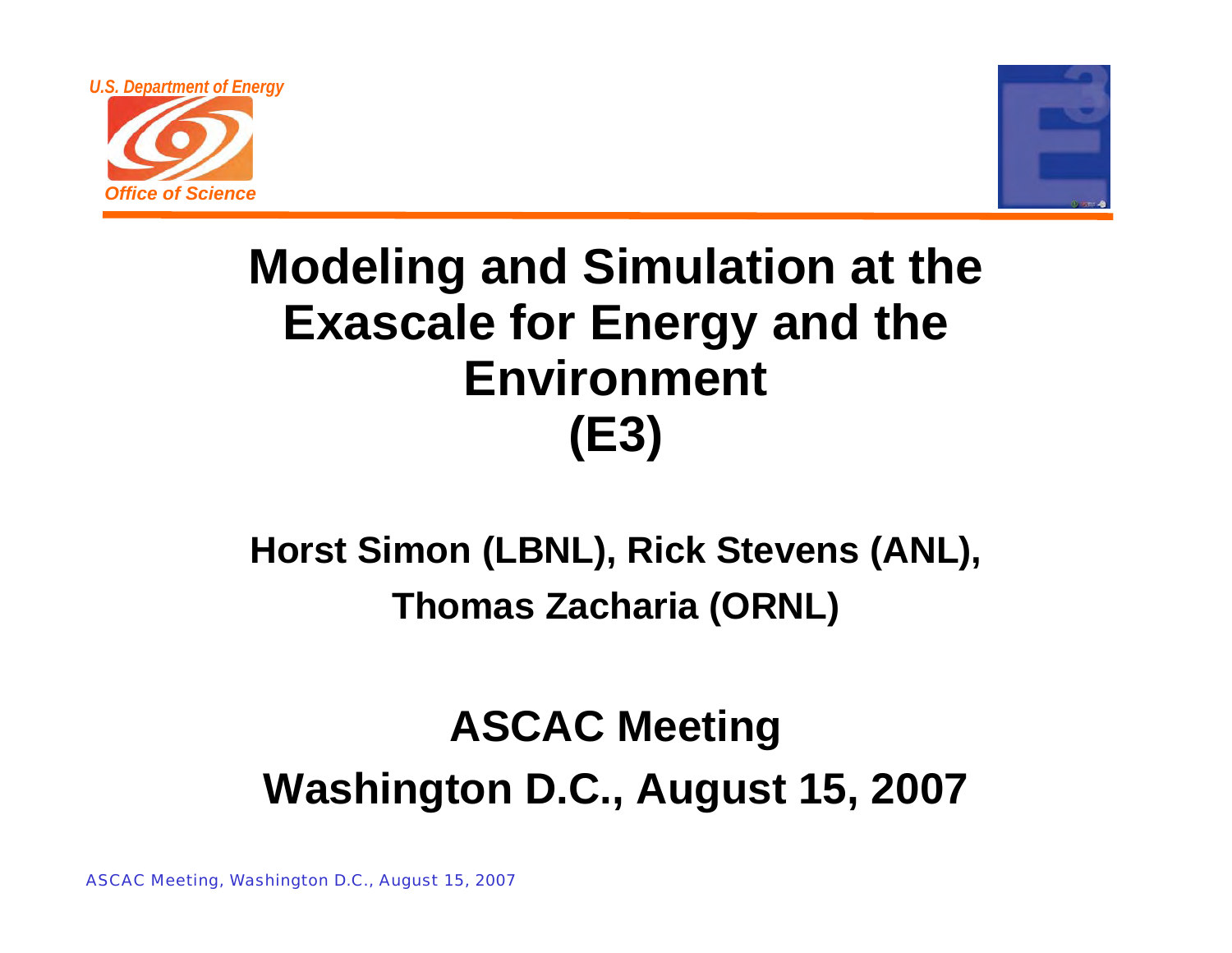U.S. Department of Energy

Office of Science

# Modeling and Simulation at the Exascale for Energy and the Environment (E3)

**Horst Simon (LBNL), Rick Stevens (ANL), Thomas Zacharia (ORNL)**

## ASCAC Meeting
## Washington D.C., August 15, 2007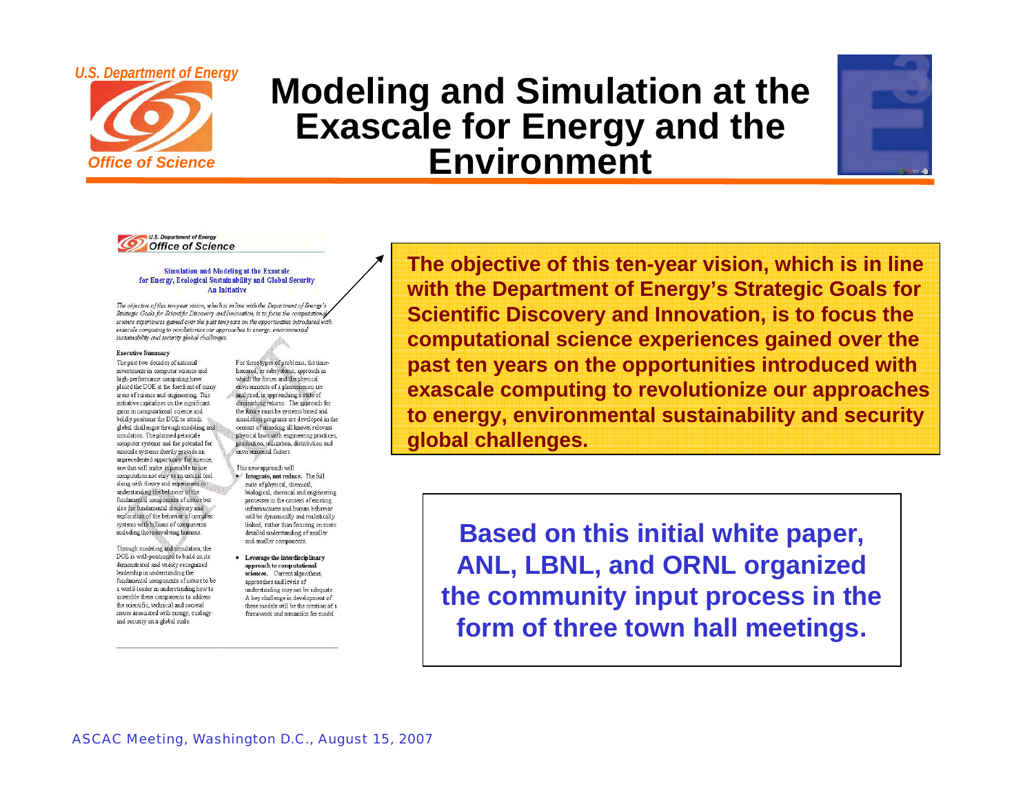# Modeling and Simulation at the Exascale for Energy and the Environment

U.S. Department of Energy
Office of Science

Simulation and Modeling at the Exascale for Energy, Ecological Sustainability and Global Security
An Initiative

*The objective of this ten-year vision, which is in line with the Department of Energy's Strategic Goals for Scientific Discovery and Innovation, is to focus the computational science experiences gained over the past ten years on the opportunities introduced with exascale computing to revolutionize our approaches to energy, environmental sustainability and security global challenges.*

**Executive Summary**

The past two decades of national investments in computer science and high-performance computing have placed the DOE at the forefront of many areas of science and engineering. This initiative capitalizes on the significant gains in computational science and boldly positions the DOE to attack global challenges through modeling and simulation. The planned petascale computer systems and the potential for exascale systems shortly provide an unprecedented opportunity for science, one that will make it possible to use computation not only as an critical tool along with theory and experiment in understanding the behavior of the fundamental components of nature but also for fundamental discovery and exploration of the behavior of complex systems with billions of components including those involving humans.

Through modeling and simulation, the DOE is well-positioned to build on its demonstrated and widely-recognized leadership in understanding the fundamental components of nature to be a world-leader in understanding how to assemble these components to address the scientific, technical and societal issues associated with energy, ecology and security on a global scale.

For these types of problems, the time-honored, or subsystems, approach in which the forces and the physical environments of a phenomenon are analyzed, is approaching a state of diminishing returns. The approach for the future must be systems based and simulation programs are developed in the context of encoding all known relevant physical laws with engineering practices, production, utilization, distribution and environmental factors.

This new approach will:

- **Integrate, not reduce.** The full suite of physical, chemical, biological, chemical and engineering processes in the context of existing infrastructures and human behavior will be dynamically and realistically linked, rather than focusing on more detailed understanding of smaller and smaller components.
- **Leverage the interdisciplinary approach to computational sciences.** Current algorithms, approaches and levels of understanding may not be adequate. A key challenge in development of these models will be the creation of a framework and semantics for model

**The objective of this ten-year vision, which is in line with the Department of Energy's Strategic Goals for Scientific Discovery and Innovation, is to focus the computational science experiences gained over the past ten years on the opportunities introduced with exascale computing to revolutionize our approaches to energy, environmental sustainability and security global challenges.**

**Based on this initial white paper, ANL, LBNL, and ORNL organized the community input process in the form of three town hall meetings.**

ASCAC Meeting, Washington D.C., August 15, 2007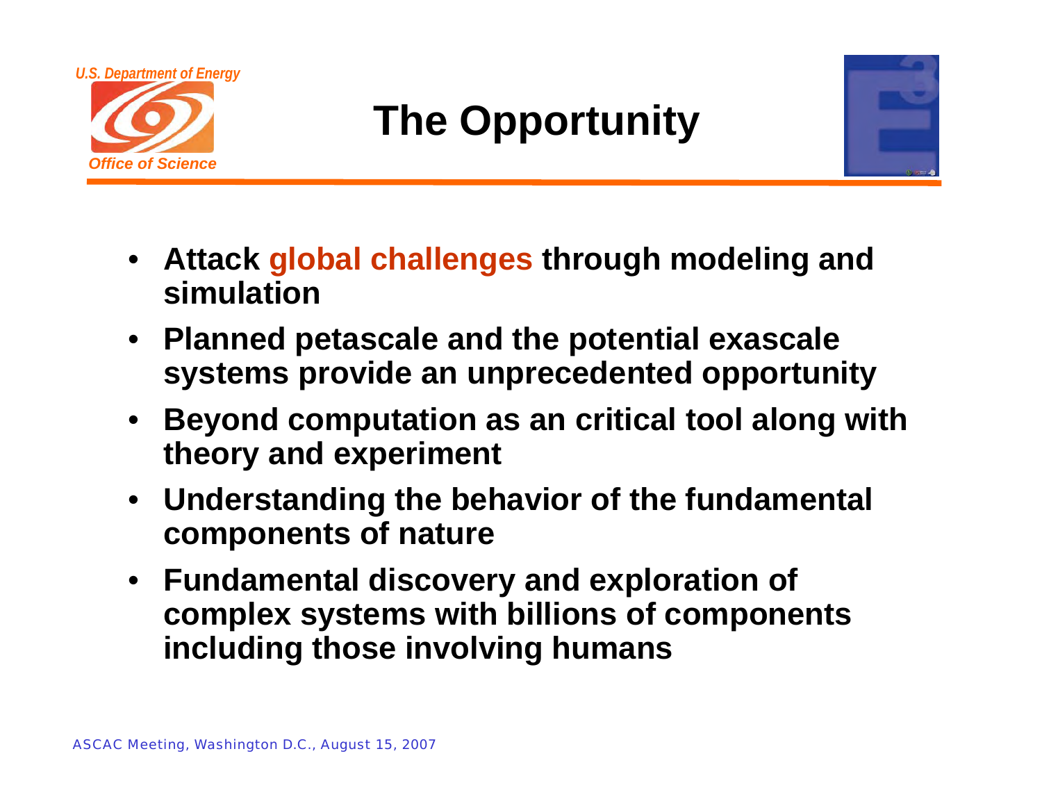# The Opportunity

- **Attack global challenges through modeling and simulation**
- **Planned petascale and the potential exascale systems provide an unprecedented opportunity**
- **Beyond computation as an critical tool along with theory and experiment**
- **Understanding the behavior of the fundamental components of nature**
- **Fundamental discovery and exploration of complex systems with billions of components including those involving humans**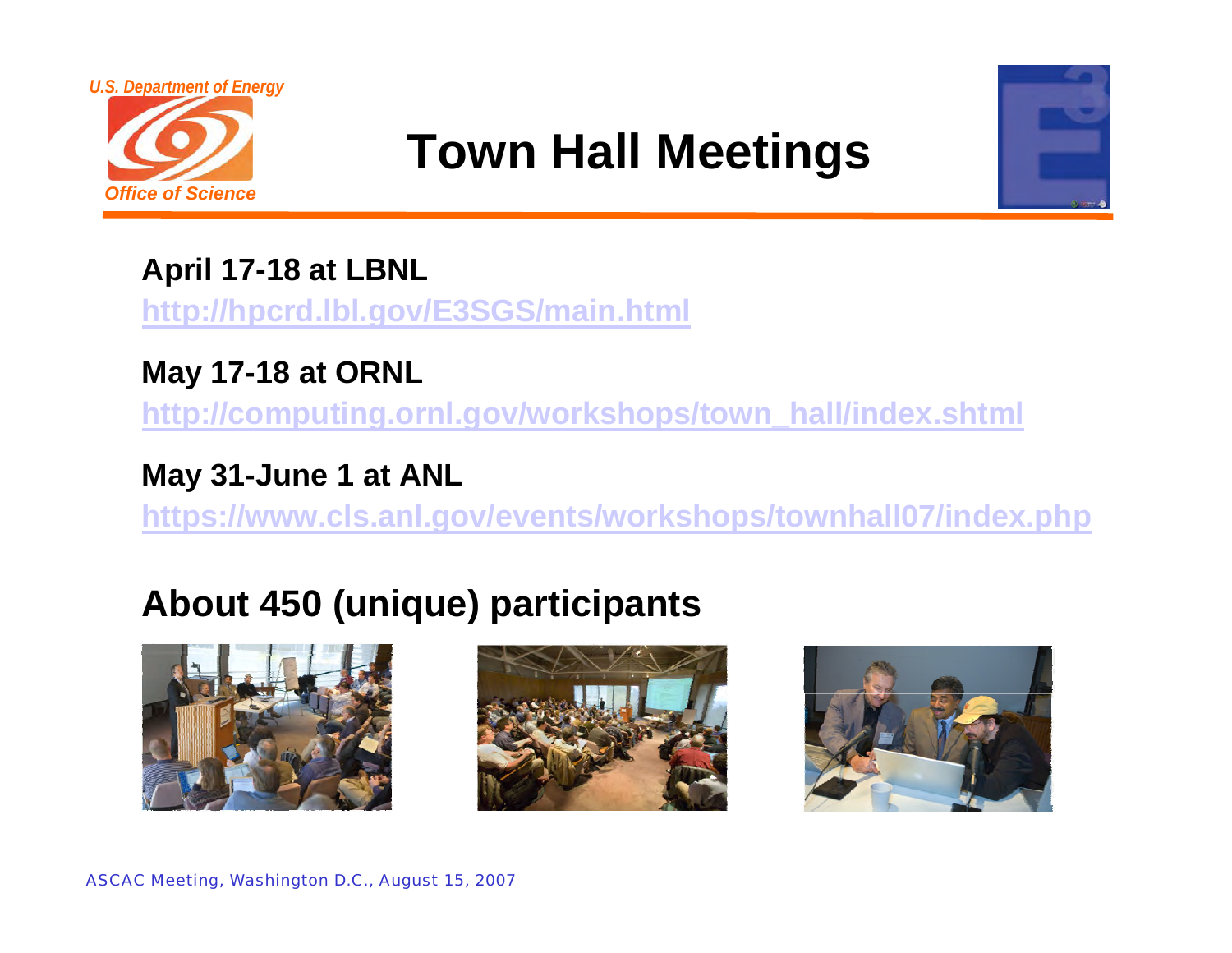# Town Hall Meetings

**April 17-18 at LBNL**

http://hpcrd.lbl.gov/E3SGS/main.html

**May 17-18 at ORNL**

http://computing.ornl.gov/workshops/town_hall/index.shtml

**May 31-June 1 at ANL**

https://www.cls.anl.gov/events/workshops/townhall07/index.php

## About 450 (unique) participants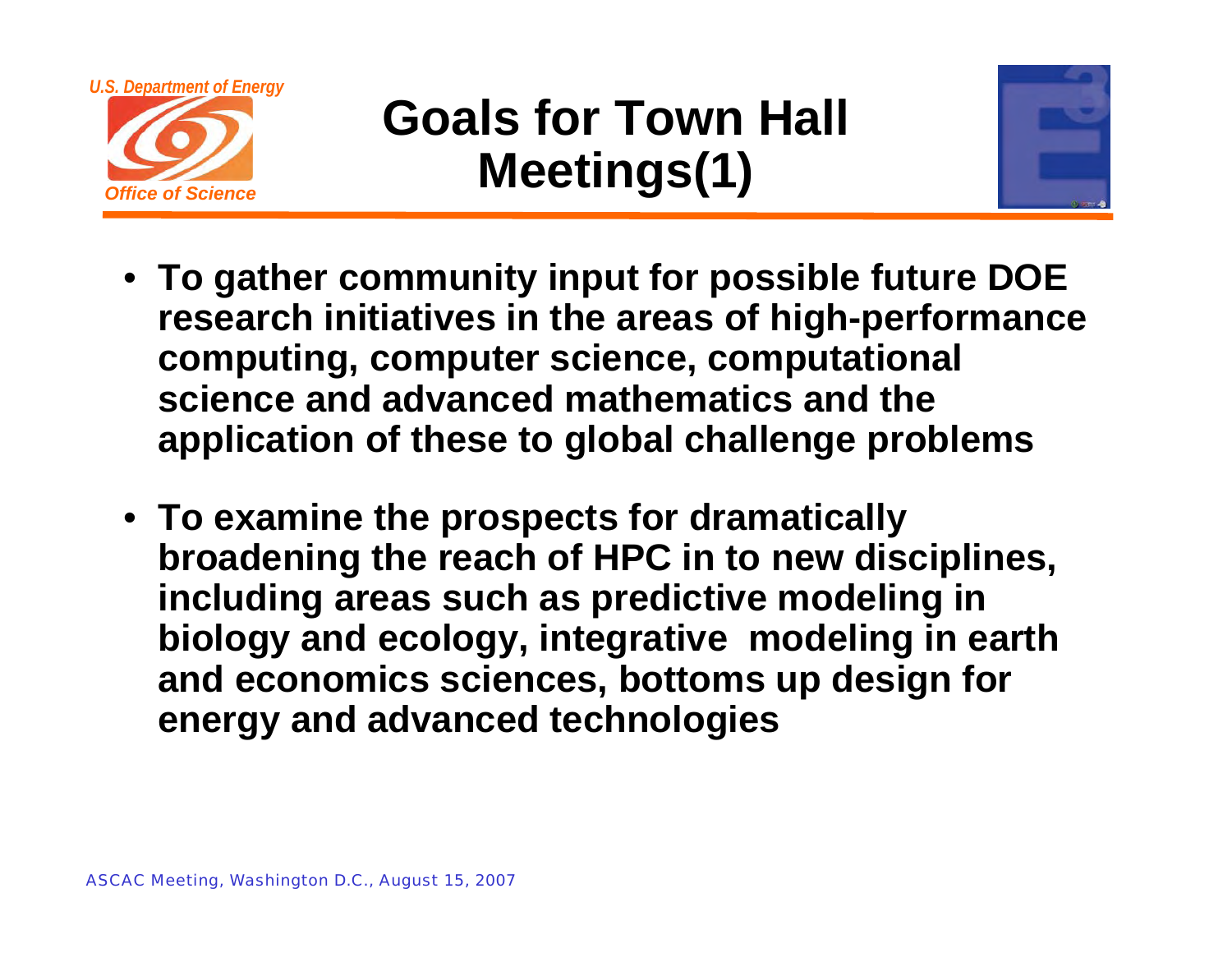# Goals for Town Hall Meetings(1)

- To gather community input for possible future DOE research initiatives in the areas of high-performance computing, computer science, computational science and advanced mathematics and the application of these to global challenge problems
- To examine the prospects for dramatically broadening the reach of HPC in to new disciplines, including areas such as predictive modeling in biology and ecology, integrative modeling in earth and economics sciences, bottoms up design for energy and advanced technologies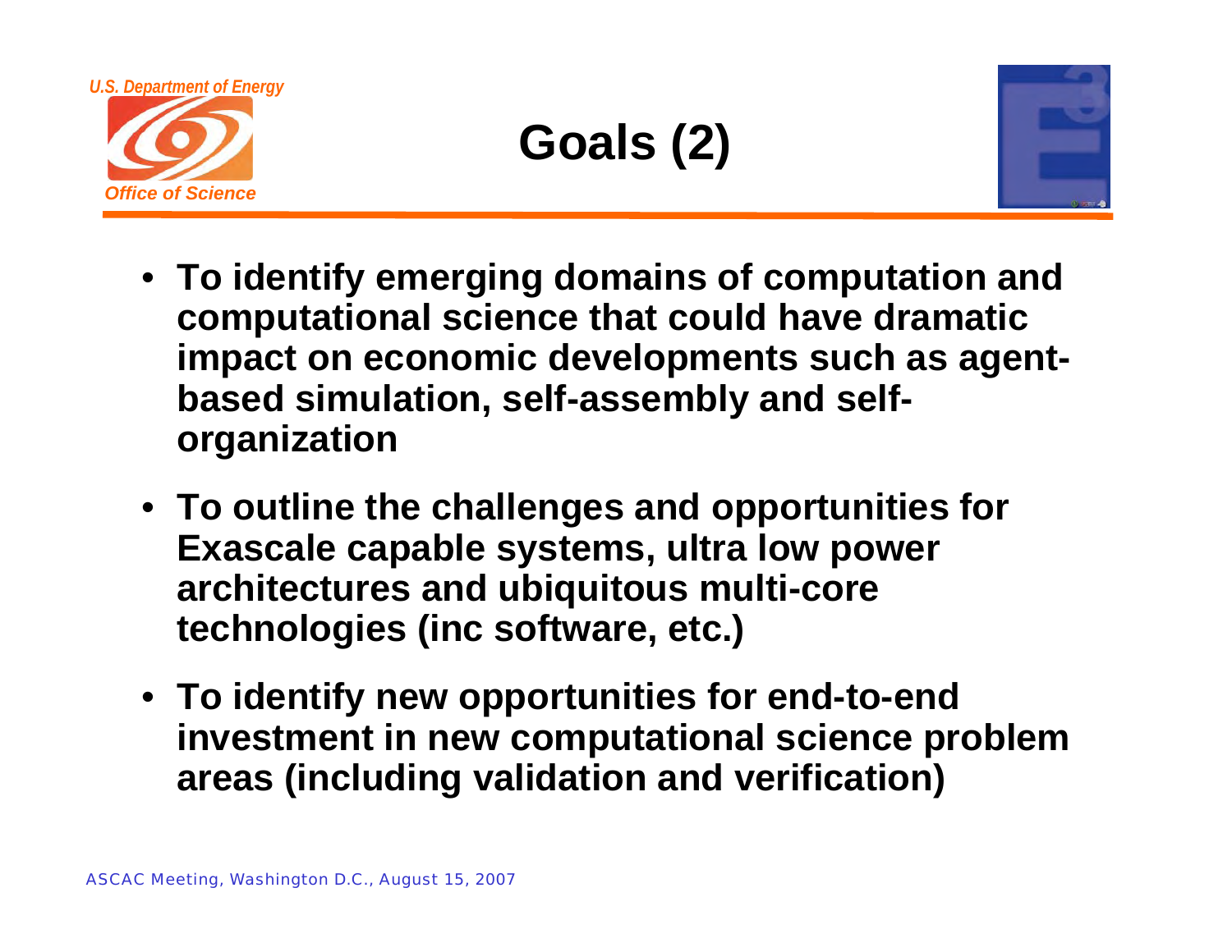# Goals (2)

- To identify emerging domains of computation and computational science that could have dramatic impact on economic developments such as agent-based simulation, self-assembly and self-organization
- To outline the challenges and opportunities for Exascale capable systems, ultra low power architectures and ubiquitous multi-core technologies (inc software, etc.)
- To identify new opportunities for end-to-end investment in new computational science problem areas (including validation and verification)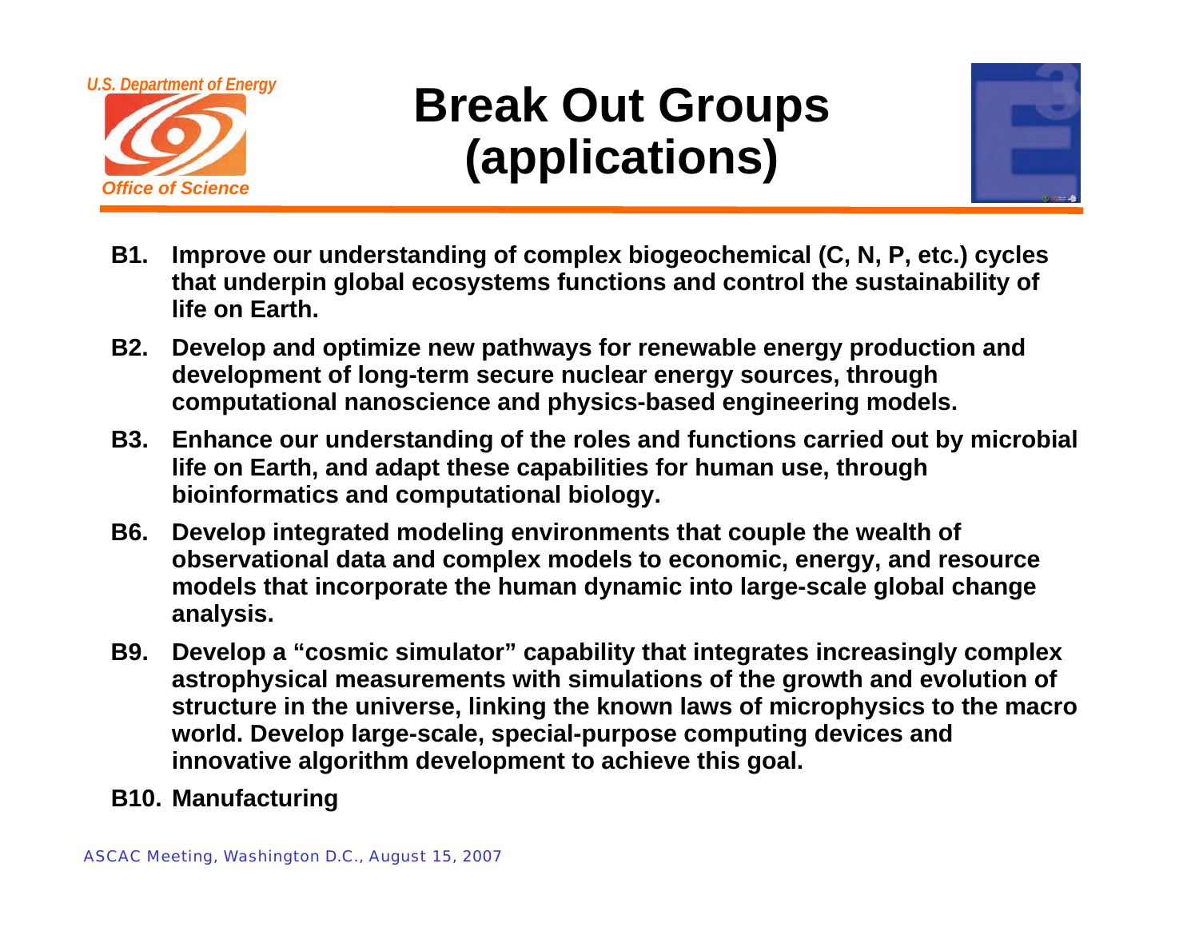# Break Out Groups (applications)

**B1.** **Improve our understanding of complex biogeochemical (C, N, P, etc.) cycles that underpin global ecosystems functions and control the sustainability of life on Earth.**

**B2.** **Develop and optimize new pathways for renewable energy production and development of long-term secure nuclear energy sources, through computational nanoscience and physics-based engineering models.**

**B3.** **Enhance our understanding of the roles and functions carried out by microbial life on Earth, and adapt these capabilities for human use, through bioinformatics and computational biology.**

**B6.** **Develop integrated modeling environments that couple the wealth of observational data and complex models to economic, energy, and resource models that incorporate the human dynamic into large-scale global change analysis.**

**B9.** **Develop a "cosmic simulator" capability that integrates increasingly complex astrophysical measurements with simulations of the growth and evolution of structure in the universe, linking the known laws of microphysics to the macro world. Develop large-scale, special-purpose computing devices and innovative algorithm development to achieve this goal.**

**B10.** **Manufacturing**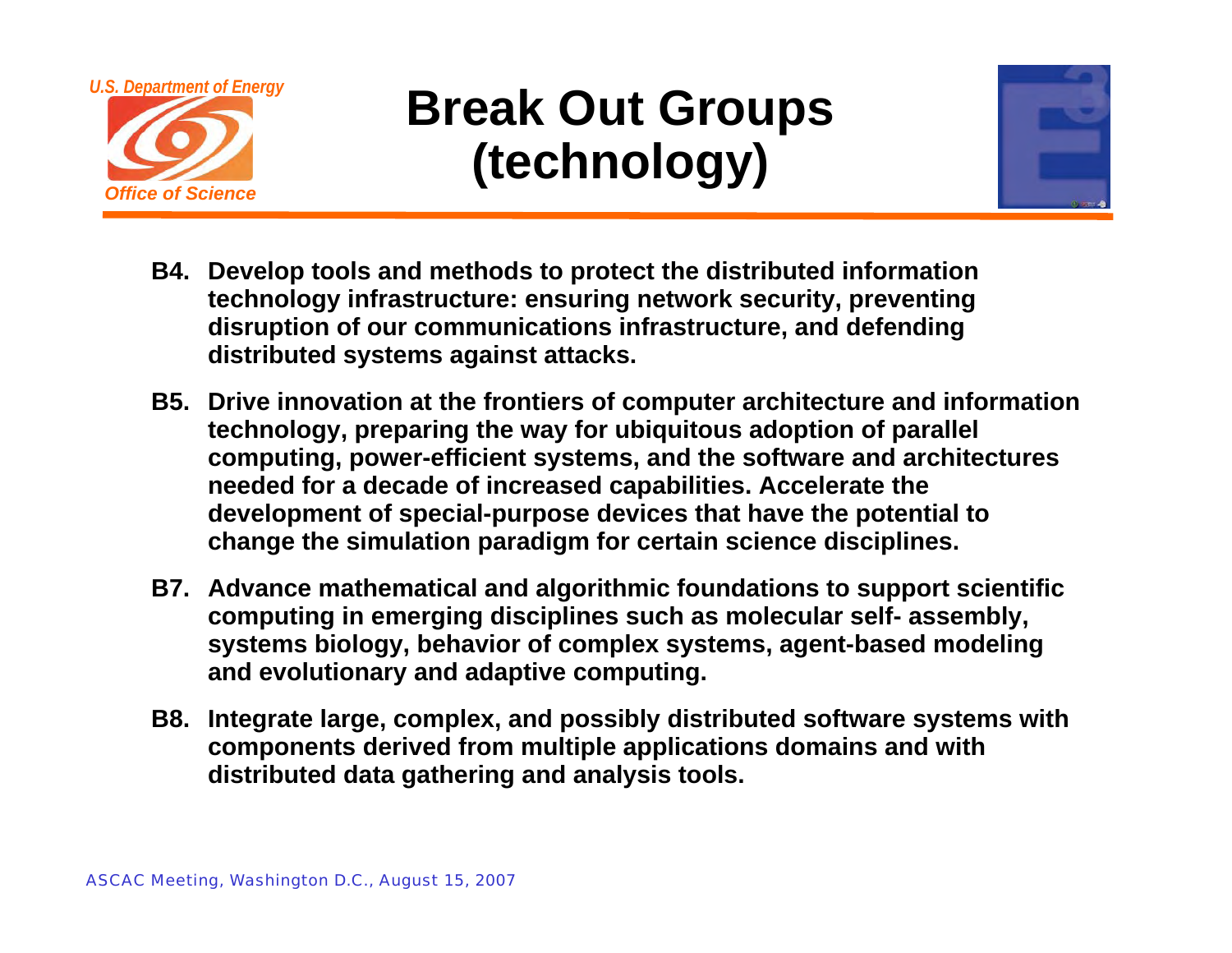# Break Out Groups (technology)

**B4. Develop tools and methods to protect the distributed information technology infrastructure: ensuring network security, preventing disruption of our communications infrastructure, and defending distributed systems against attacks.**

**B5. Drive innovation at the frontiers of computer architecture and information technology, preparing the way for ubiquitous adoption of parallel computing, power-efficient systems, and the software and architectures needed for a decade of increased capabilities. Accelerate the development of special-purpose devices that have the potential to change the simulation paradigm for certain science disciplines.**

**B7. Advance mathematical and algorithmic foundations to support scientific computing in emerging disciplines such as molecular self- assembly, systems biology, behavior of complex systems, agent-based modeling and evolutionary and adaptive computing.**

**B8. Integrate large, complex, and possibly distributed software systems with components derived from multiple applications domains and with distributed data gathering and analysis tools.**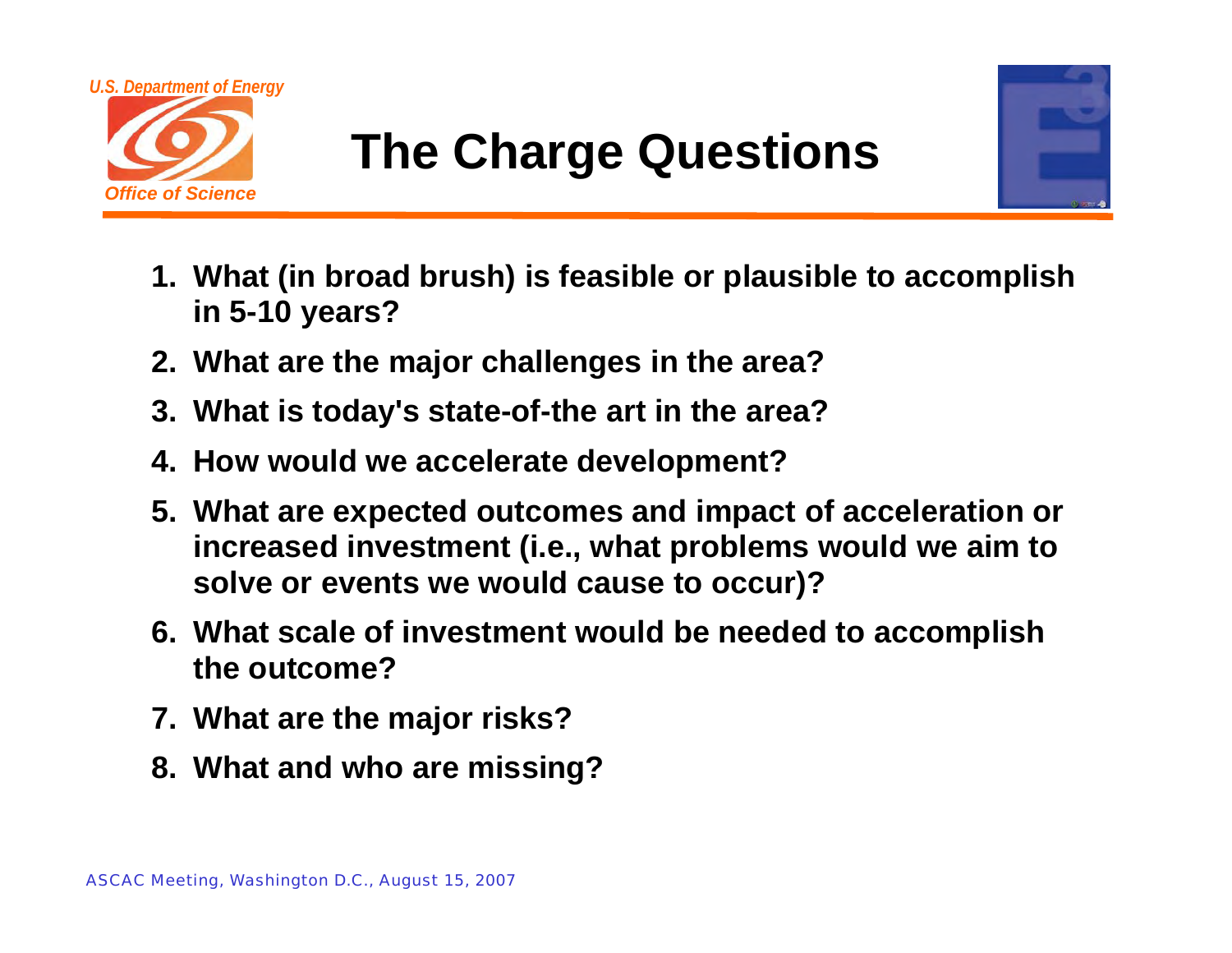# The Charge Questions

1. **What (in broad brush) is feasible or plausible to accomplish in 5-10 years?**
2. **What are the major challenges in the area?**
3. **What is today's state-of-the art in the area?**
4. **How would we accelerate development?**
5. **What are expected outcomes and impact of acceleration or increased investment (i.e., what problems would we aim to solve or events we would cause to occur)?**
6. **What scale of investment would be needed to accomplish the outcome?**
7. **What are the major risks?**
8. **What and who are missing?**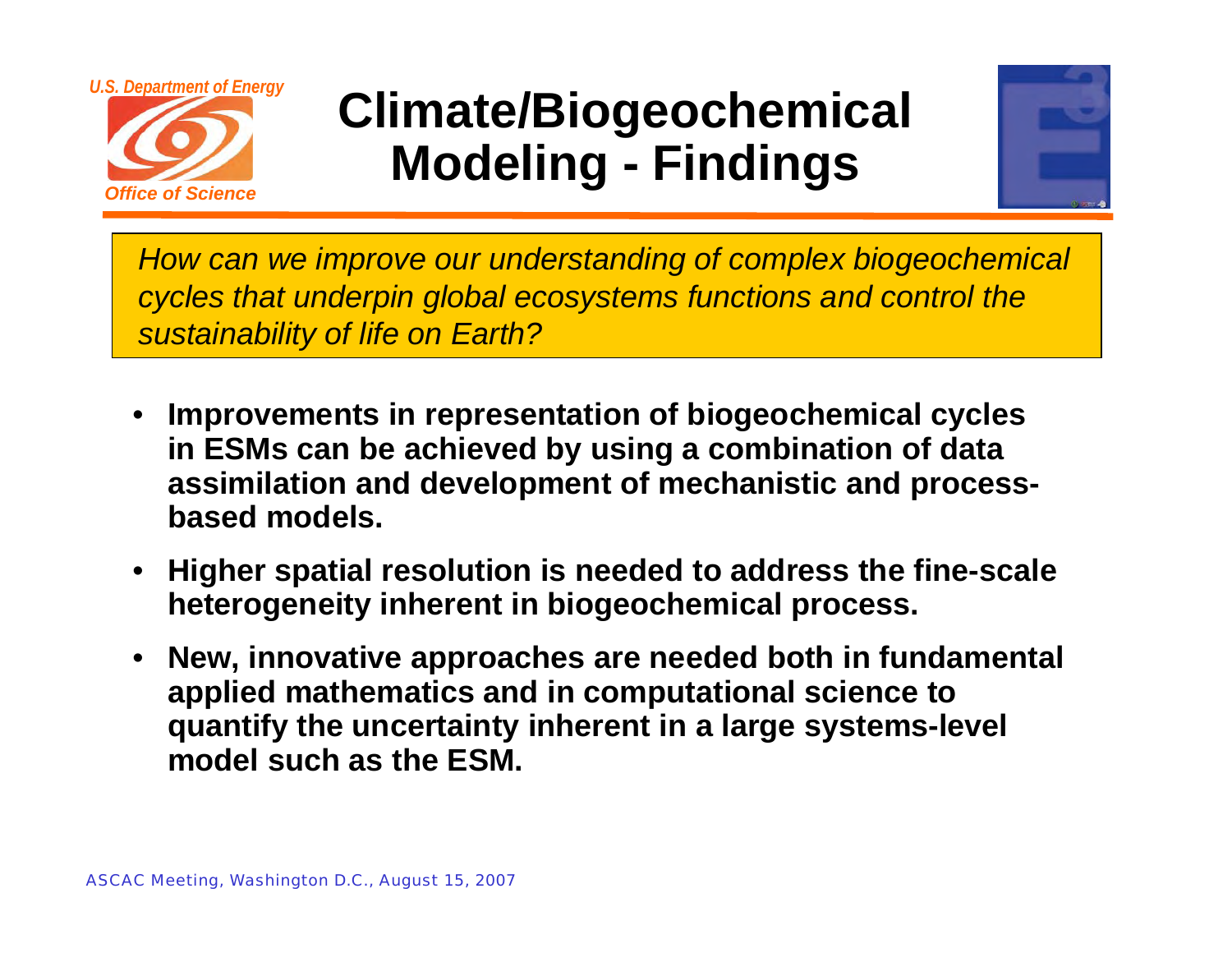# Climate/Biogeochemical Modeling - Findings

*How can we improve our understanding of complex biogeochemical cycles that underpin global ecosystems functions and control the sustainability of life on Earth?*

- **Improvements in representation of biogeochemical cycles in ESMs can be achieved by using a combination of data assimilation and development of mechanistic and process-based models.**
- **Higher spatial resolution is needed to address the fine-scale heterogeneity inherent in biogeochemical process.**
- **New, innovative approaches are needed both in fundamental applied mathematics and in computational science to quantify the uncertainty inherent in a large systems-level model such as the ESM.**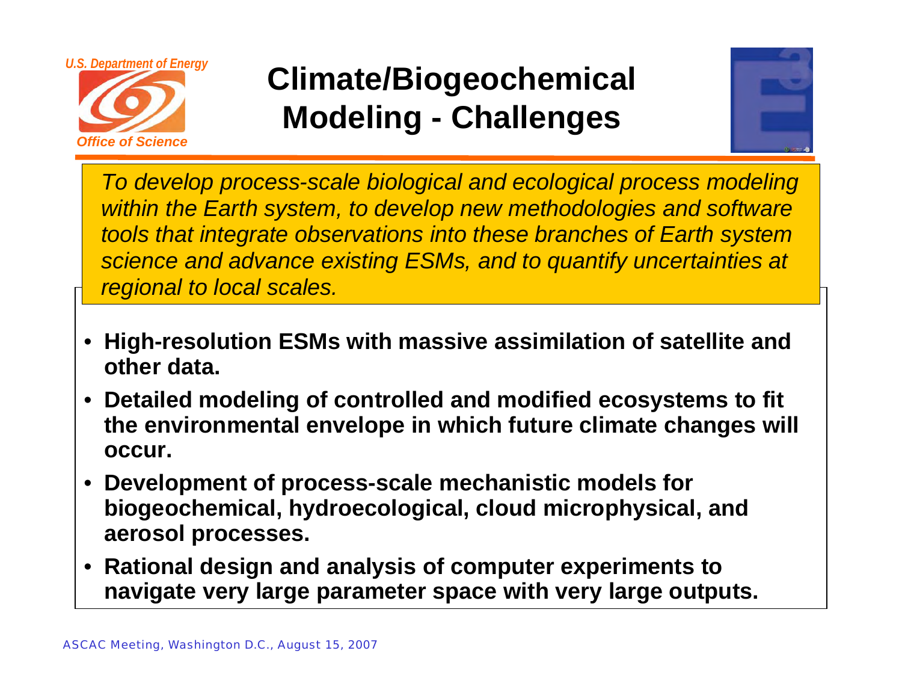# Climate/Biogeochemical Modeling - Challenges

*To develop process-scale biological and ecological process modeling within the Earth system, to develop new methodologies and software tools that integrate observations into these branches of Earth system science and advance existing ESMs, and to quantify uncertainties at regional to local scales.*

- **High-resolution ESMs with massive assimilation of satellite and other data.**
- **Detailed modeling of controlled and modified ecosystems to fit the environmental envelope in which future climate changes will occur.**
- **Development of process-scale mechanistic models for biogeochemical, hydroecological, cloud microphysical, and aerosol processes.**
- **Rational design and analysis of computer experiments to navigate very large parameter space with very large outputs.**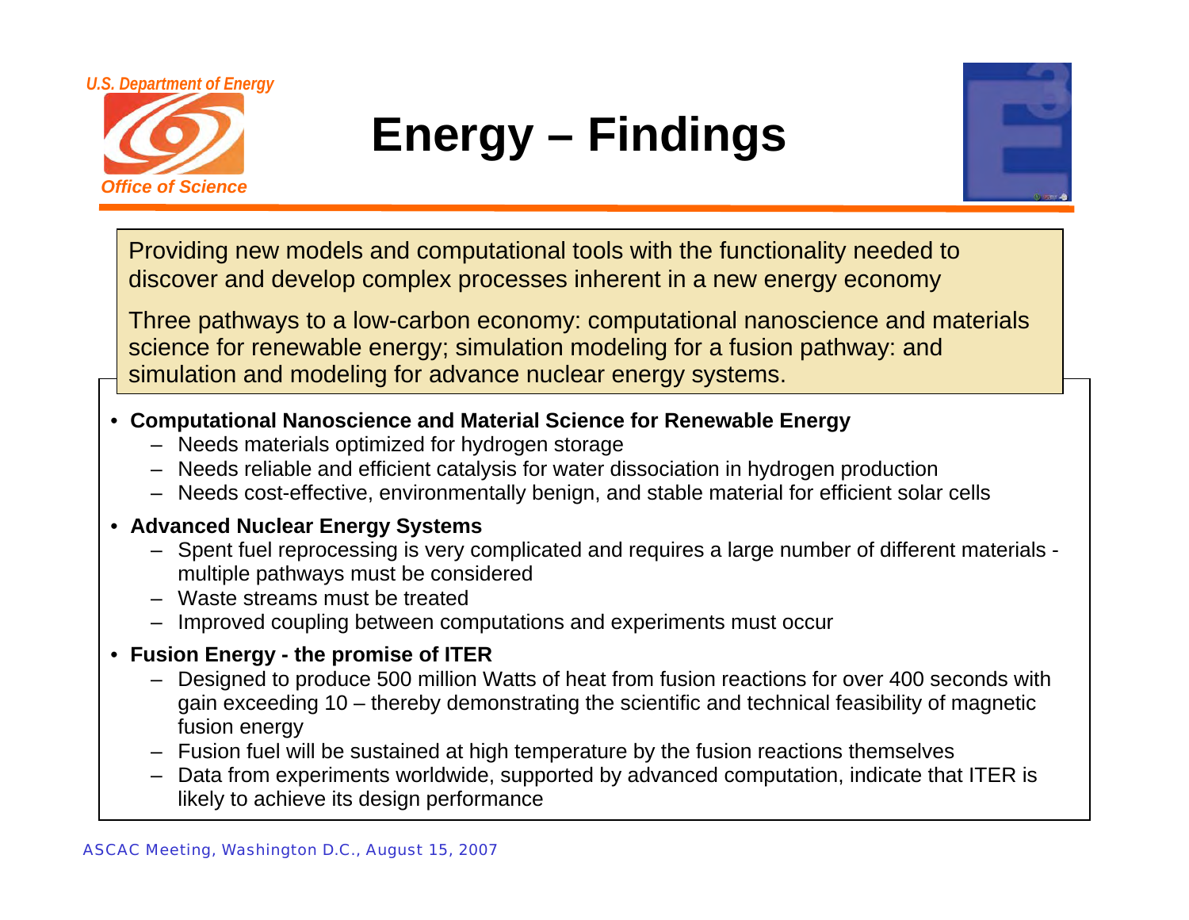# Energy – Findings

Providing new models and computational tools with the functionality needed to discover and develop complex processes inherent in a new energy economy

Three pathways to a low-carbon economy: computational nanoscience and materials science for renewable energy; simulation modeling for a fusion pathway: and simulation and modeling for advance nuclear energy systems.

- **Computational Nanoscience and Material Science for Renewable Energy**
  - Needs materials optimized for hydrogen storage
  - Needs reliable and efficient catalysis for water dissociation in hydrogen production
  - Needs cost-effective, environmentally benign, and stable material for efficient solar cells
- **Advanced Nuclear Energy Systems**
  - Spent fuel reprocessing is very complicated and requires a large number of different materials - multiple pathways must be considered
  - Waste streams must be treated
  - Improved coupling between computations and experiments must occur
- **Fusion Energy - the promise of ITER**
  - Designed to produce 500 million Watts of heat from fusion reactions for over 400 seconds with gain exceeding 10 – thereby demonstrating the scientific and technical feasibility of magnetic fusion energy
  - Fusion fuel will be sustained at high temperature by the fusion reactions themselves
  - Data from experiments worldwide, supported by advanced computation, indicate that ITER is likely to achieve its design performance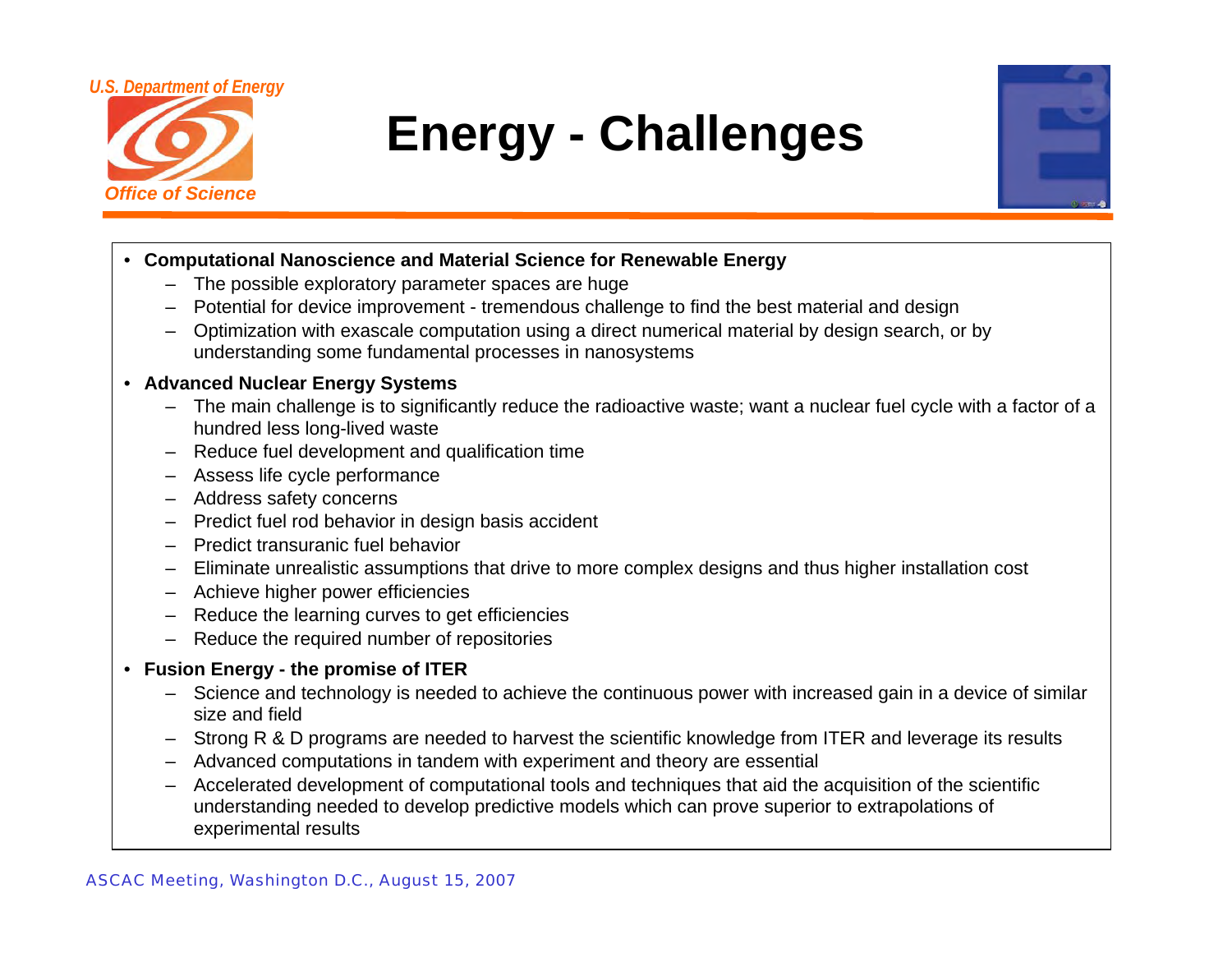# Energy - Challenges

- **Computational Nanoscience and Material Science for Renewable Energy**
  - The possible exploratory parameter spaces are huge
  - Potential for device improvement - tremendous challenge to find the best material and design
  - Optimization with exascale computation using a direct numerical material by design search, or by understanding some fundamental processes in nanosystems
- **Advanced Nuclear Energy Systems**
  - The main challenge is to significantly reduce the radioactive waste; want a nuclear fuel cycle with a factor of a hundred less long-lived waste
  - Reduce fuel development and qualification time
  - Assess life cycle performance
  - Address safety concerns
  - Predict fuel rod behavior in design basis accident
  - Predict transuranic fuel behavior
  - Eliminate unrealistic assumptions that drive to more complex designs and thus higher installation cost
  - Achieve higher power efficiencies
  - Reduce the learning curves to get efficiencies
  - Reduce the required number of repositories
- **Fusion Energy - the promise of ITER**
  - Science and technology is needed to achieve the continuous power with increased gain in a device of similar size and field
  - Strong R & D programs are needed to harvest the scientific knowledge from ITER and leverage its results
  - Advanced computations in tandem with experiment and theory are essential
  - Accelerated development of computational tools and techniques that aid the acquisition of the scientific understanding needed to develop predictive models which can prove superior to extrapolations of experimental results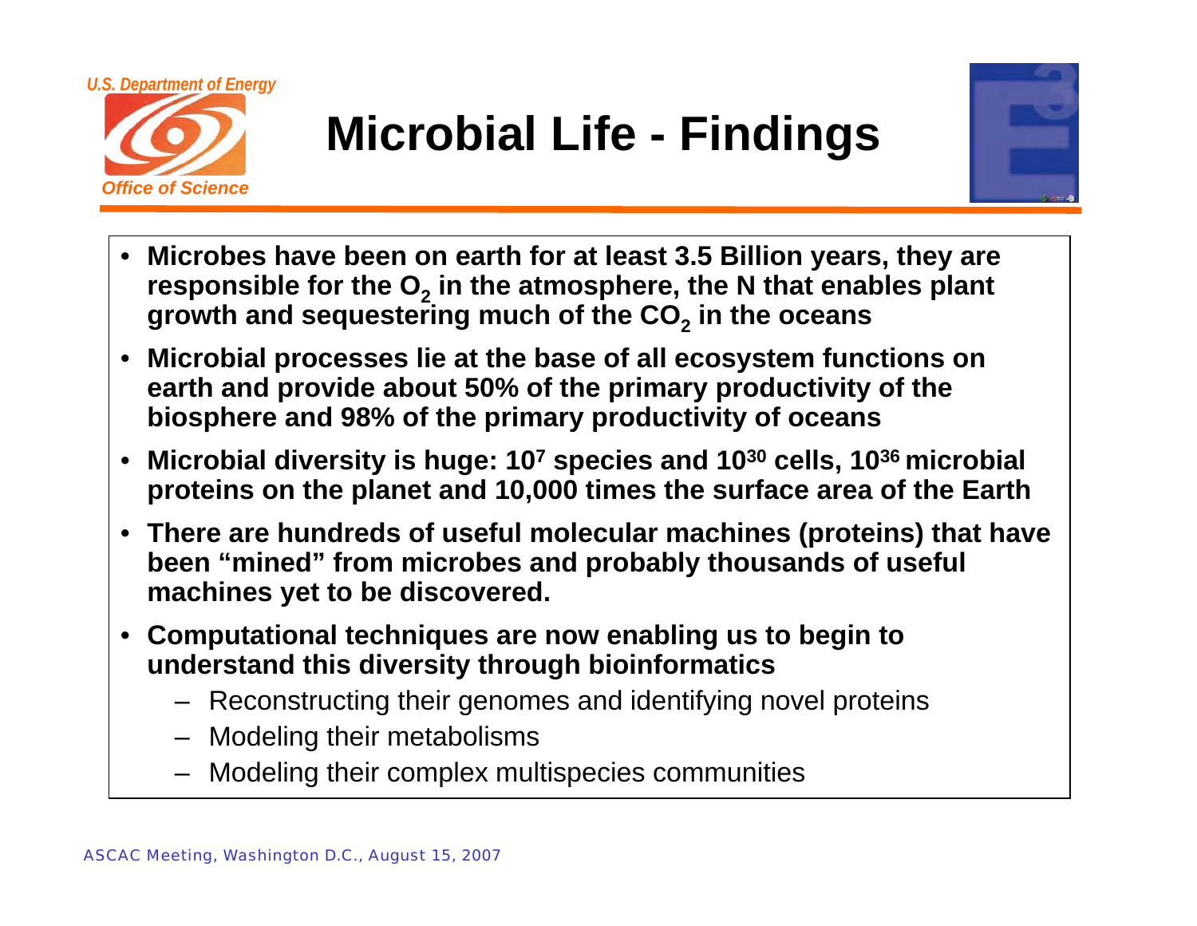# Microbial Life - Findings

- **Microbes have been on earth for at least 3.5 Billion years, they are responsible for the $O_2$ in the atmosphere, the N that enables plant growth and sequestering much of the $CO_2$ in the oceans**
- **Microbial processes lie at the base of all ecosystem functions on earth and provide about 50% of the primary productivity of the biosphere and 98% of the primary productivity of oceans**
- **Microbial diversity is huge: $10^7$ species and $10^{30}$ cells, $10^{36}$ microbial proteins on the planet and 10,000 times the surface area of the Earth**
- **There are hundreds of useful molecular machines (proteins) that have been "mined" from microbes and probably thousands of useful machines yet to be discovered.**
- **Computational techniques are now enabling us to begin to understand this diversity through bioinformatics**
  - Reconstructing their genomes and identifying novel proteins
  - Modeling their metabolisms
  - Modeling their complex multispecies communities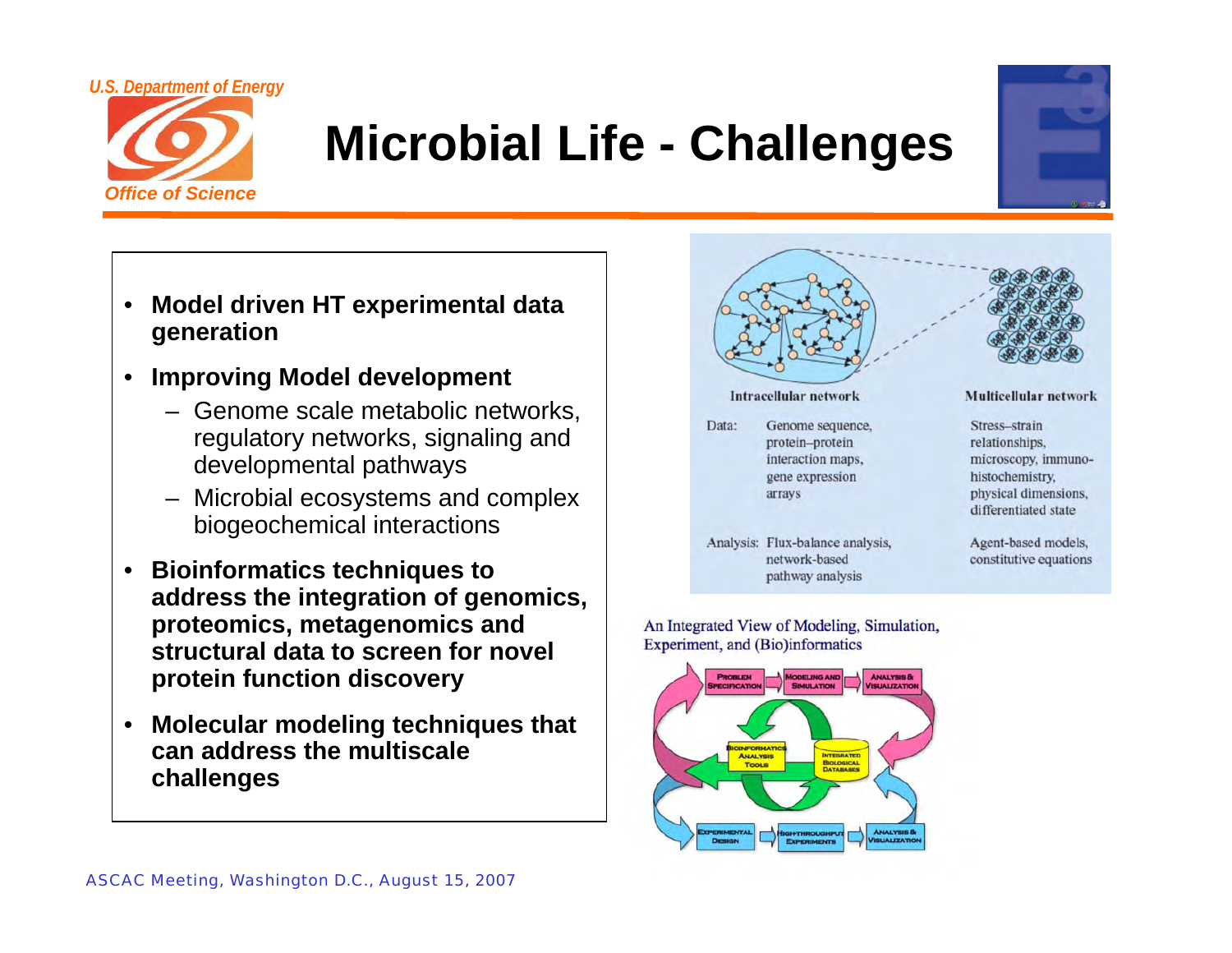# Microbial Life - Challenges

- **Model driven HT experimental data generation**
- **Improving Model development**
  - Genome scale metabolic networks, regulatory networks, signaling and developmental pathways
  - Microbial ecosystems and complex biogeochemical interactions
- **Bioinformatics techniques to address the integration of genomics, proteomics, metagenomics and structural data to screen for novel protein function discovery**
- **Molecular modeling techniques that can address the multiscale challenges**

| | Intracellular network | Multicellular network |
|---|---|---|
| Data: | Genome sequence, protein–protein interaction maps, gene expression arrays | Stress–strain relationships, microscopy, immuno-histochemistry, physical dimensions, differentiated state |
| Analysis: | Flux-balance analysis, network-based pathway analysis | Agent-based models, constitutive equations |

An Integrated View of Modeling, Simulation, Experiment, and (Bio)informatics

Problem Specification → Modeling and Simulation → Analysis & Visualization

Bioinformatics Analysis Tools — Integrated Biological Databases

Experimental Design → High-Throughput Experiments → Analysis & Visualization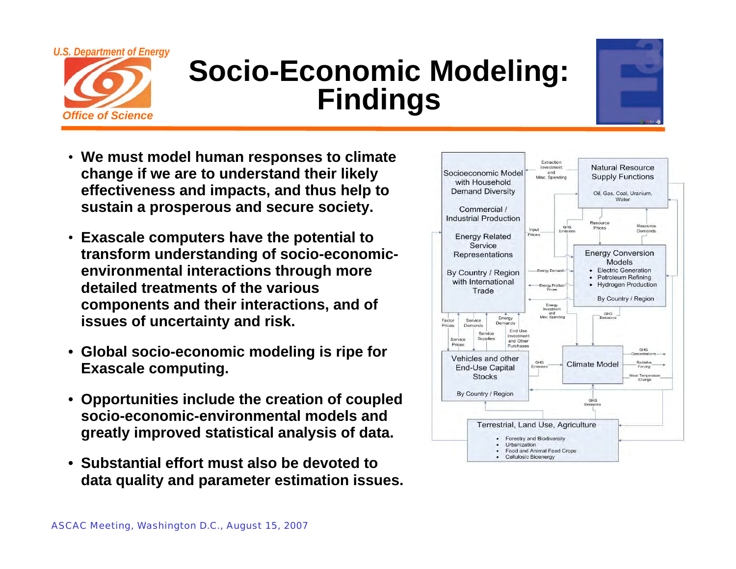U.S. Department of Energy

Office of Science

# Socio-Economic Modeling: Findings

- **We must model human responses to climate change if we are to understand their likely effectiveness and impacts, and thus help to sustain a prosperous and secure society.**
- **Exascale computers have the potential to transform understanding of socio-economic-environmental interactions through more detailed treatments of the various components and their interactions, and of issues of uncertainty and risk.**
- **Global socio-economic modeling is ripe for Exascale computing.**
- **Opportunities include the creation of coupled socio-economic-environmental models and greatly improved statistical analysis of data.**
- **Substantial effort must also be devoted to data quality and parameter estimation issues.**

Socioeconomic Model with Household Demand Diversity
Commercial / Industrial Production
Energy Related Service Representations
By Country / Region with International Trade

Natural Resource Supply Functions
Oil, Gas, Coal, Uranium, Water

Energy Conversion Models
- Electric Generation
- Petroleum Refining
- Hydrogen Production

By Country / Region

Vehicles and other End-Use Capital Stocks
By Country / Region

Climate Model

Terrestrial, Land Use, Agriculture
- Forestry and Biodiversity
- Urbanization
- Food and Animal Feed Crops
- Cellulosic Bioenergy

Extraction Investment and Misc. Spending; Input Prices; GHG Emissions; Resource Prices; Resource Demands; Energy Demand; Energy Product Prices; Energy Investment and Misc Spending; GHG Emissions; Factor Prices; Service Demands; Energy Demands; Service Prices; Service Supplies; End Use Investment and Other Purchases; GHG Emissions; GHG Concentrations; Radiative Forcing; Mean Temperature Change; GHG Emissions

ASCAC Meeting, Washington D.C., August 15, 2007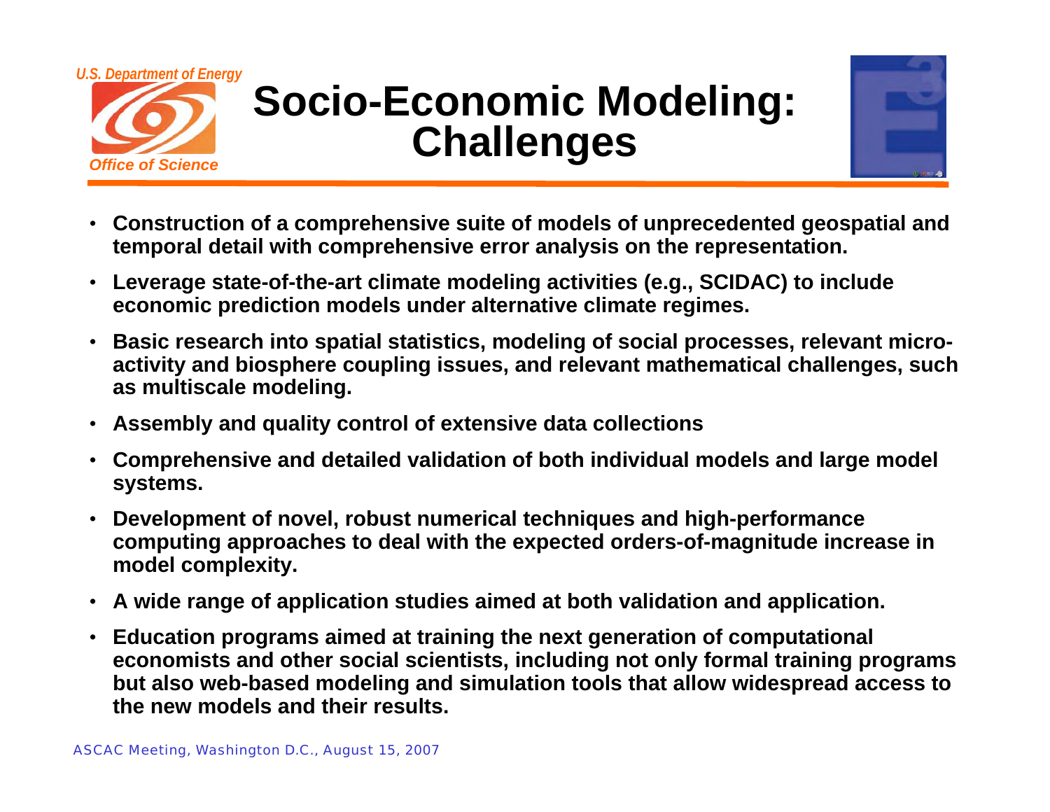# Socio-Economic Modeling: Challenges

- **Construction of a comprehensive suite of models of unprecedented geospatial and temporal detail with comprehensive error analysis on the representation.**
- **Leverage state-of-the-art climate modeling activities (e.g., SCIDAC) to include economic prediction models under alternative climate regimes.**
- **Basic research into spatial statistics, modeling of social processes, relevant micro-activity and biosphere coupling issues, and relevant mathematical challenges, such as multiscale modeling.**
- **Assembly and quality control of extensive data collections**
- **Comprehensive and detailed validation of both individual models and large model systems.**
- **Development of novel, robust numerical techniques and high-performance computing approaches to deal with the expected orders-of-magnitude increase in model complexity.**
- **A wide range of application studies aimed at both validation and application.**
- **Education programs aimed at training the next generation of computational economists and other social scientists, including not only formal training programs but also web-based modeling and simulation tools that allow widespread access to the new models and their results.**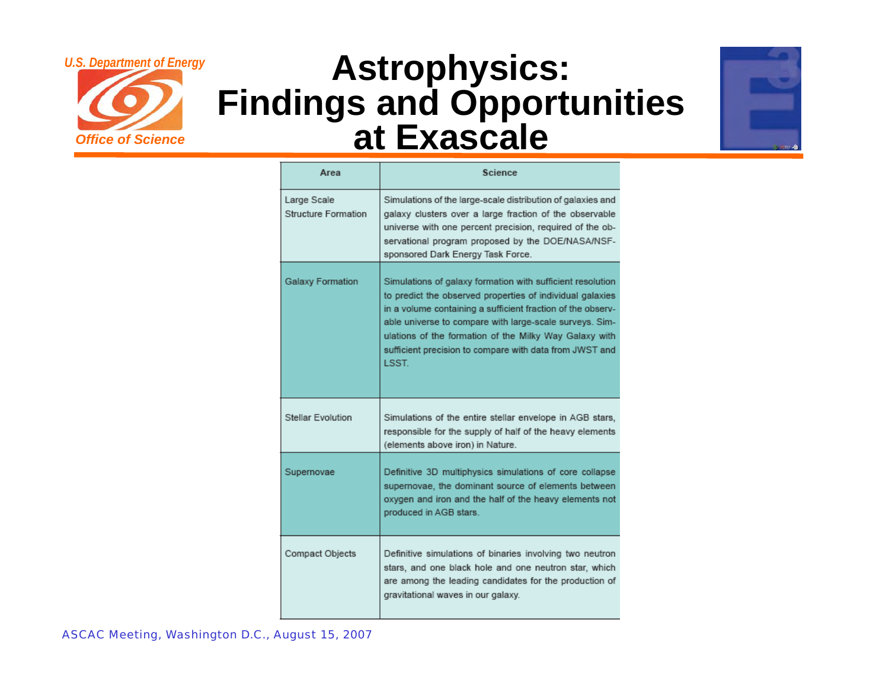# Astrophysics: Findings and Opportunities at Exascale

| Area | Science |
|---|---|
| Large Scale Structure Formation | Simulations of the large-scale distribution of galaxies and galaxy clusters over a large fraction of the observable universe with one percent precision, required of the observational program proposed by the DOE/NASA/NSF-sponsored Dark Energy Task Force. |
| Galaxy Formation | Simulations of galaxy formation with sufficient resolution to predict the observed properties of individual galaxies in a volume containing a sufficient fraction of the observable universe to compare with large-scale surveys. Simulations of the formation of the Milky Way Galaxy with sufficient precision to compare with data from JWST and LSST. |
| Stellar Evolution | Simulations of the entire stellar envelope in AGB stars, responsible for the supply of half of the heavy elements (elements above iron) in Nature. |
| Supernovae | Definitive 3D multiphysics simulations of core collapse supernovae, the dominant source of elements between oxygen and iron and the half of the heavy elements not produced in AGB stars. |
| Compact Objects | Definitive simulations of binaries involving two neutron stars, and one black hole and one neutron star, which are among the leading candidates for the production of gravitational waves in our galaxy. |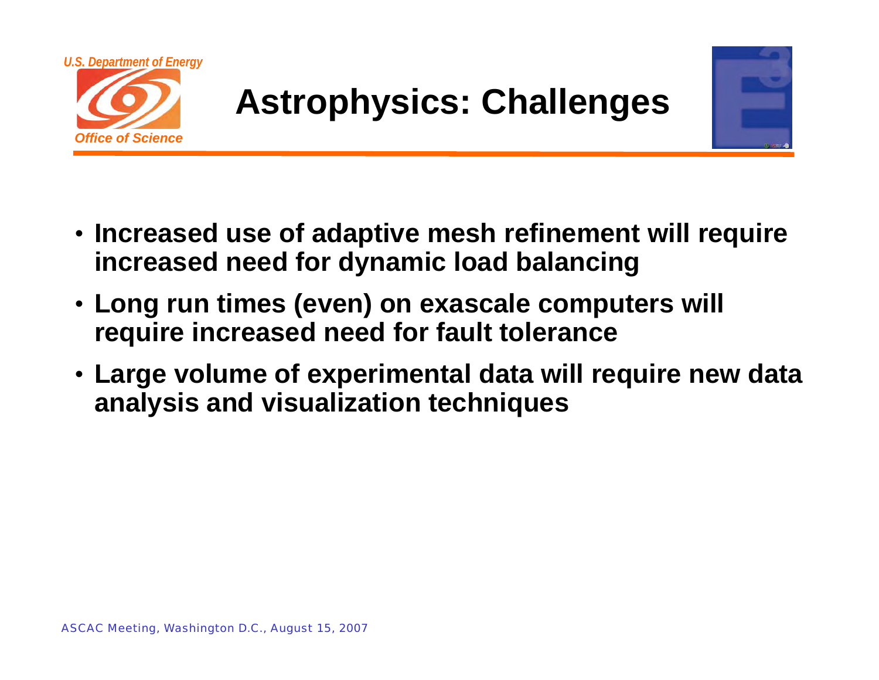# Astrophysics: Challenges

- Increased use of adaptive mesh refinement will require increased need for dynamic load balancing
- Long run times (even) on exascale computers will require increased need for fault tolerance
- Large volume of experimental data will require new data analysis and visualization techniques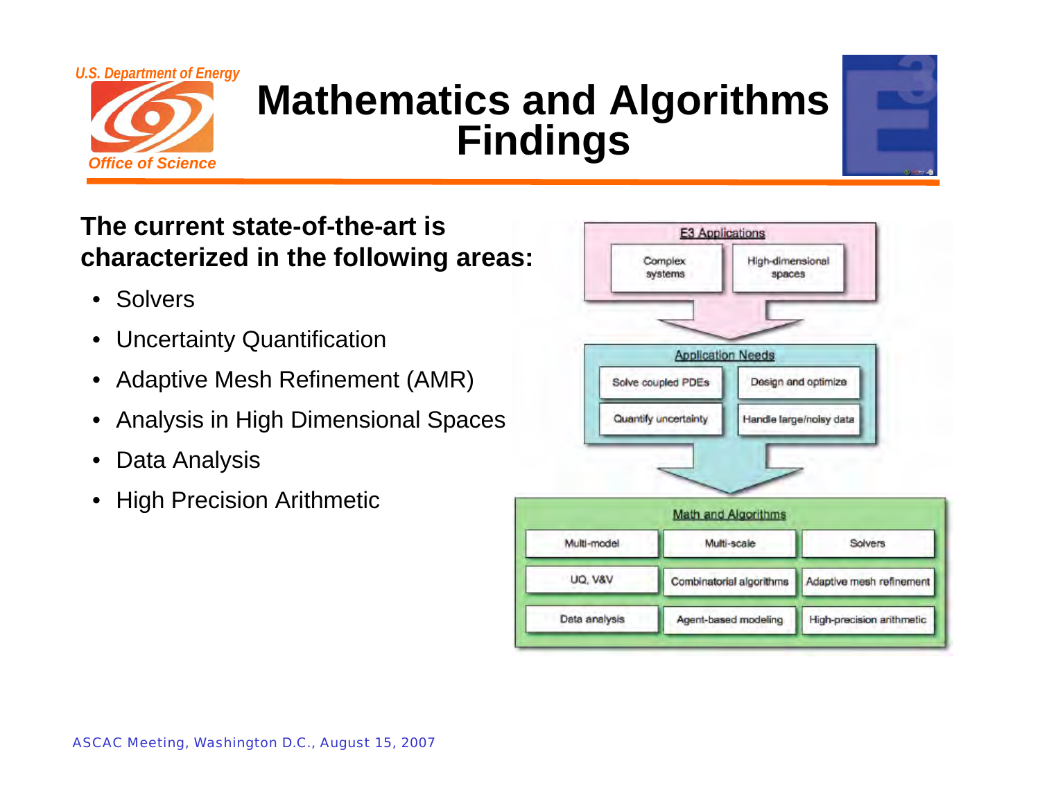# Mathematics and Algorithms Findings

**The current state-of-the-art is characterized in the following areas:**

- Solvers
- Uncertainty Quantification
- Adaptive Mesh Refinement (AMR)
- Analysis in High Dimensional Spaces
- Data Analysis
- High Precision Arithmetic

E3 Applications

- Complex systems
- High-dimensional spaces

Application Needs

- Solve coupled PDEs
- Design and optimize
- Quantify uncertainty
- Handle large/noisy data

Math and Algorithms

| Multi-model | Multi-scale | Solvers |
|---|---|---|
| UQ, V&V | Combinatorial algorithms | Adaptive mesh refinement |
| Data analysis | Agent-based modeling | High-precision arithmetic |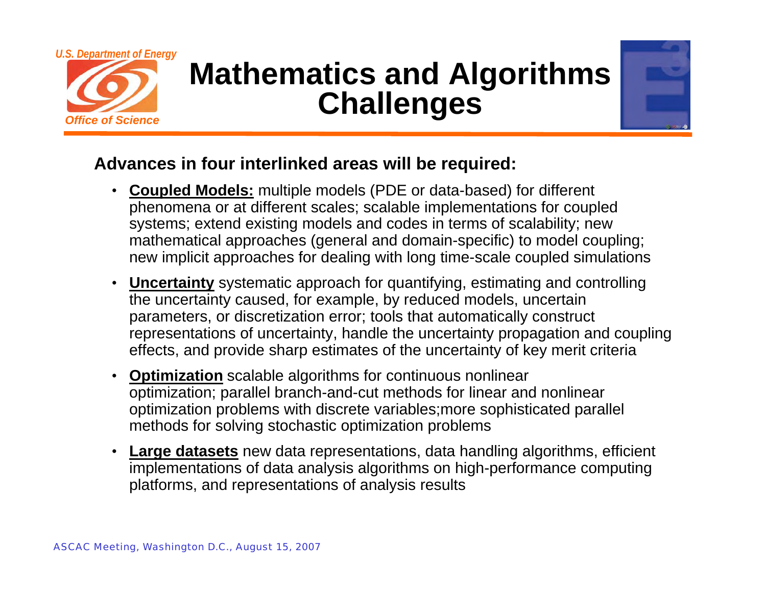# Mathematics and Algorithms Challenges

**Advances in four interlinked areas will be required:**

- **Coupled Models:** multiple models (PDE or data-based) for different phenomena or at different scales; scalable implementations for coupled systems; extend existing models and codes in terms of scalability; new mathematical approaches (general and domain-specific) to model coupling; new implicit approaches for dealing with long time-scale coupled simulations
- **Uncertainty** systematic approach for quantifying, estimating and controlling the uncertainty caused, for example, by reduced models, uncertain parameters, or discretization error; tools that automatically construct representations of uncertainty, handle the uncertainty propagation and coupling effects, and provide sharp estimates of the uncertainty of key merit criteria
- **Optimization** scalable algorithms for continuous nonlinear optimization; parallel branch-and-cut methods for linear and nonlinear optimization problems with discrete variables;more sophisticated parallel methods for solving stochastic optimization problems
- **Large datasets** new data representations, data handling algorithms, efficient implementations of data analysis algorithms on high-performance computing platforms, and representations of analysis results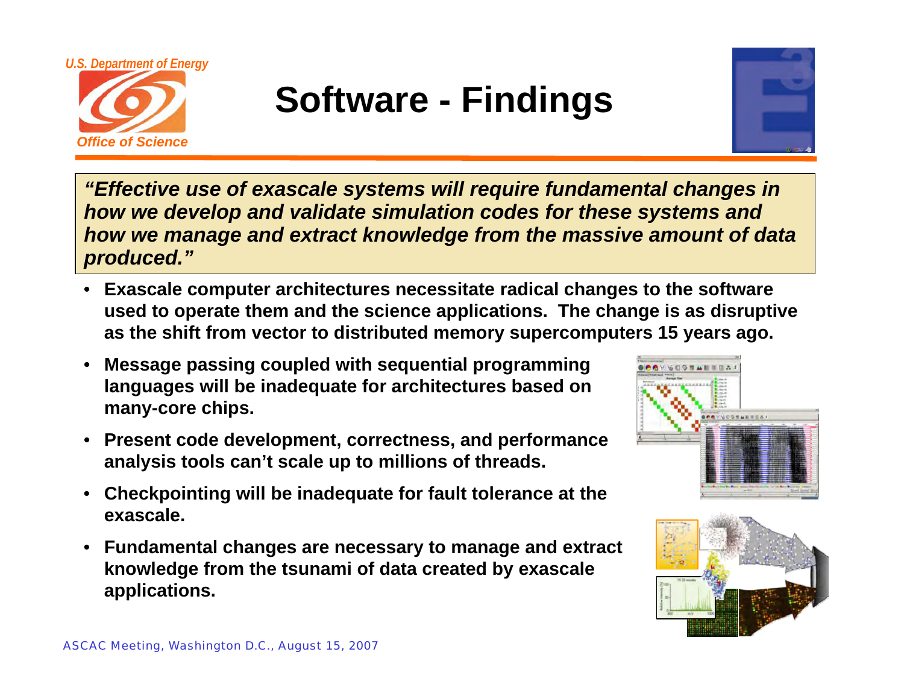# Software - Findings

***"Effective use of exascale systems will require fundamental changes in how we develop and validate simulation codes for these systems and how we manage and extract knowledge from the massive amount of data produced."***

- **Exascale computer architectures necessitate radical changes to the software used to operate them and the science applications. The change is as disruptive as the shift from vector to distributed memory supercomputers 15 years ago.**
- **Message passing coupled with sequential programming languages will be inadequate for architectures based on many-core chips.**
- **Present code development, correctness, and performance analysis tools can't scale up to millions of threads.**
- **Checkpointing will be inadequate for fault tolerance at the exascale.**
- **Fundamental changes are necessary to manage and extract knowledge from the tsunami of data created by exascale applications.**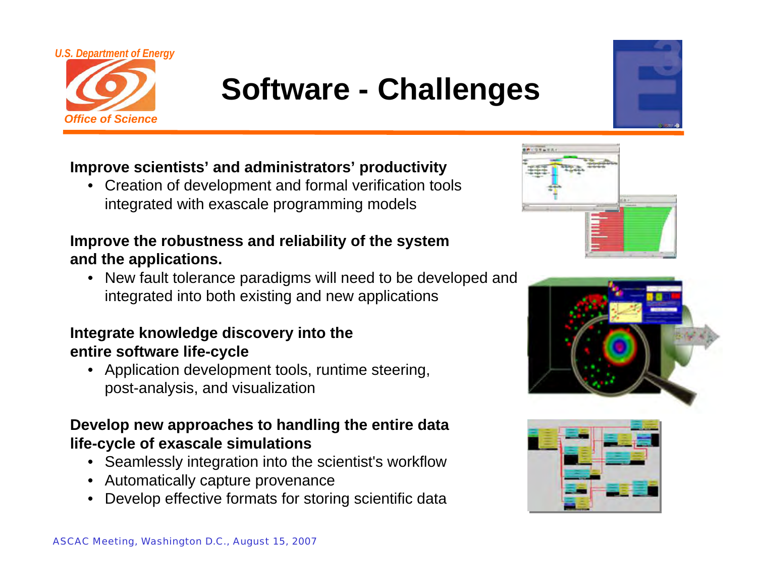# Software - Challenges

**Improve scientists' and administrators' productivity**

- Creation of development and formal verification tools integrated with exascale programming models

**Improve the robustness and reliability of the system and the applications.**

- New fault tolerance paradigms will need to be developed and integrated into both existing and new applications

**Integrate knowledge discovery into the entire software life-cycle**

- Application development tools, runtime steering, post-analysis, and visualization

**Develop new approaches to handling the entire data life-cycle of exascale simulations**

- Seamlessly integration into the scientist's workflow
- Automatically capture provenance
- Develop effective formats for storing scientific data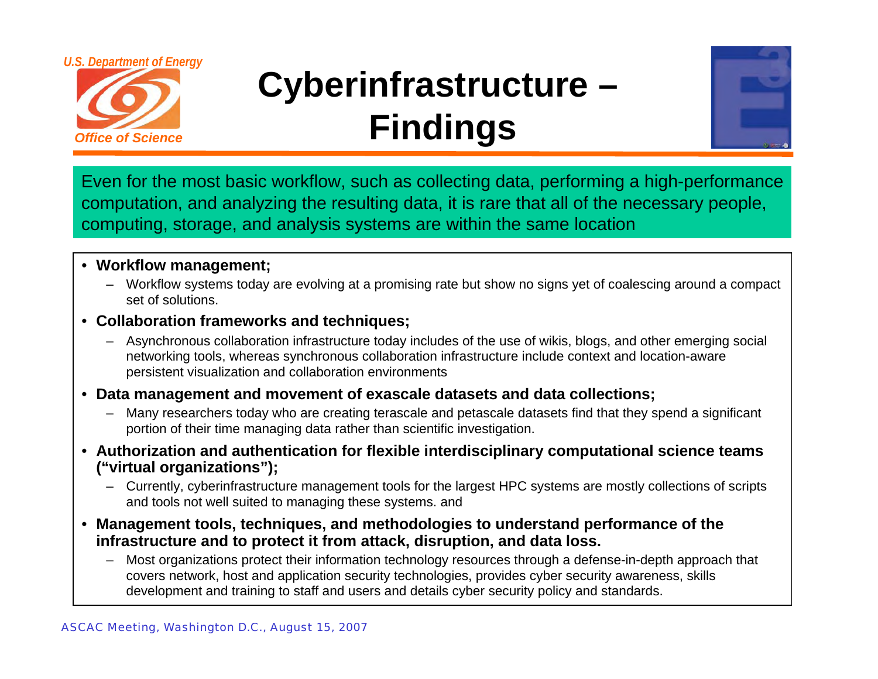# Cyberinfrastructure – Findings

Even for the most basic workflow, such as collecting data, performing a high-performance computation, and analyzing the resulting data, it is rare that all of the necessary people, computing, storage, and analysis systems are within the same location

- **Workflow management;**
  - Workflow systems today are evolving at a promising rate but show no signs yet of coalescing around a compact set of solutions.
- **Collaboration frameworks and techniques;**
  - Asynchronous collaboration infrastructure today includes of the use of wikis, blogs, and other emerging social networking tools, whereas synchronous collaboration infrastructure include context and location-aware persistent visualization and collaboration environments
- **Data management and movement of exascale datasets and data collections;**
  - Many researchers today who are creating terascale and petascale datasets find that they spend a significant portion of their time managing data rather than scientific investigation.
- **Authorization and authentication for flexible interdisciplinary computational science teams ("virtual organizations");**
  - Currently, cyberinfrastructure management tools for the largest HPC systems are mostly collections of scripts and tools not well suited to managing these systems. and
- **Management tools, techniques, and methodologies to understand performance of the infrastructure and to protect it from attack, disruption, and data loss.**
  - Most organizations protect their information technology resources through a defense-in-depth approach that covers network, host and application security technologies, provides cyber security awareness, skills development and training to staff and users and details cyber security policy and standards.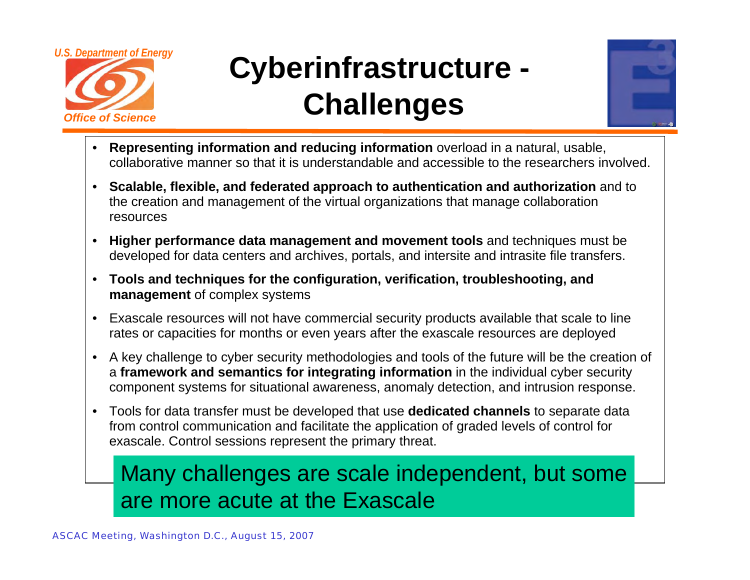# Cyberinfrastructure - Challenges

- **Representing information and reducing information** overload in a natural, usable, collaborative manner so that it is understandable and accessible to the researchers involved.
- **Scalable, flexible, and federated approach to authentication and authorization** and to the creation and management of the virtual organizations that manage collaboration resources
- **Higher performance data management and movement tools** and techniques must be developed for data centers and archives, portals, and intersite and intrasite file transfers.
- **Tools and techniques for the configuration, verification, troubleshooting, and management** of complex systems
- Exascale resources will not have commercial security products available that scale to line rates or capacities for months or even years after the exascale resources are deployed
- A key challenge to cyber security methodologies and tools of the future will be the creation of a **framework and semantics for integrating information** in the individual cyber security component systems for situational awareness, anomaly detection, and intrusion response.
- Tools for data transfer must be developed that use **dedicated channels** to separate data from control communication and facilitate the application of graded levels of control for exascale. Control sessions represent the primary threat.

Many challenges are scale independent, but some are more acute at the Exascale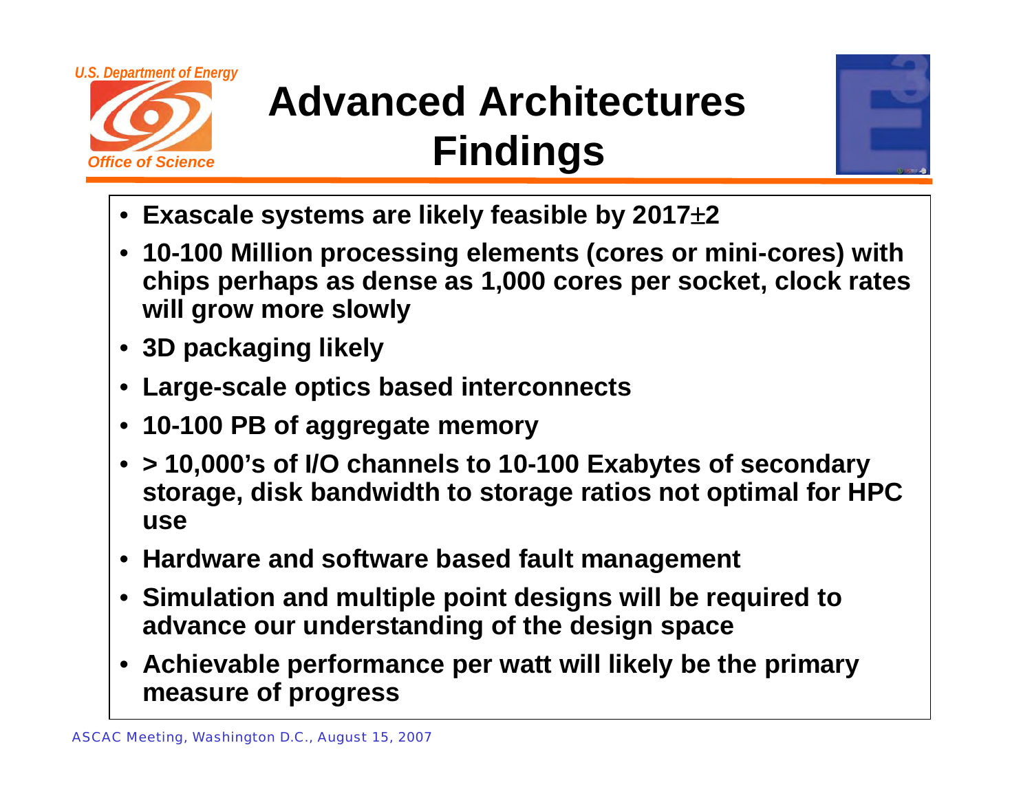# Advanced Architectures Findings

- Exascale systems are likely feasible by 2017±2
- 10-100 Million processing elements (cores or mini-cores) with chips perhaps as dense as 1,000 cores per socket, clock rates will grow more slowly
- 3D packaging likely
- Large-scale optics based interconnects
- 10-100 PB of aggregate memory
- > 10,000's of I/O channels to 10-100 Exabytes of secondary storage, disk bandwidth to storage ratios not optimal for HPC use
- Hardware and software based fault management
- Simulation and multiple point designs will be required to advance our understanding of the design space
- Achievable performance per watt will likely be the primary measure of progress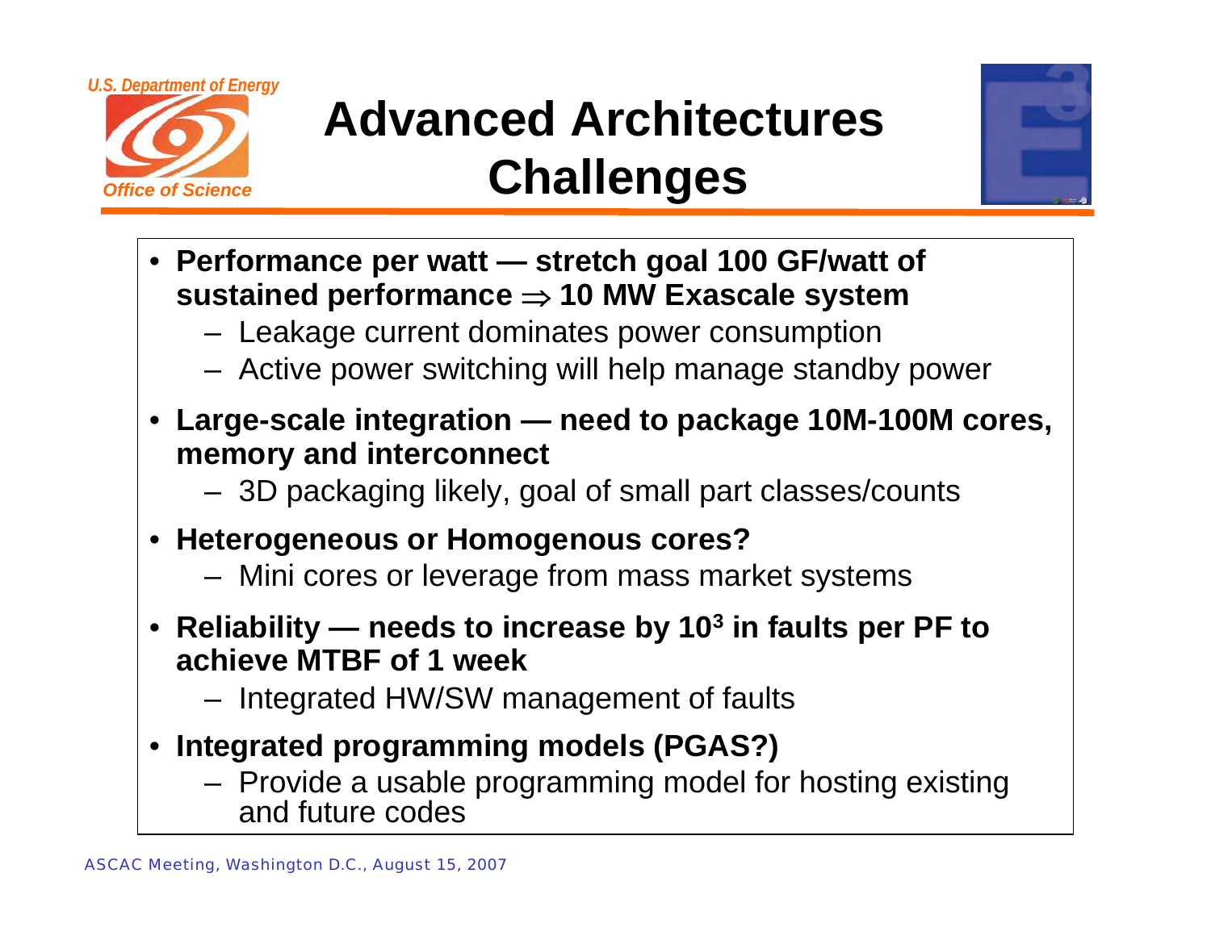# Advanced Architectures Challenges

- **Performance per watt — stretch goal 100 GF/watt of sustained performance $\Rightarrow$ 10 MW Exascale system**
  - Leakage current dominates power consumption
  - Active power switching will help manage standby power
- **Large-scale integration — need to package 10M-100M cores, memory and interconnect**
  - 3D packaging likely, goal of small part classes/counts
- **Heterogeneous or Homogenous cores?**
  - Mini cores or leverage from mass market systems
- **Reliability — needs to increase by $10^3$ in faults per PF to achieve MTBF of 1 week**
  - Integrated HW/SW management of faults
- **Integrated programming models (PGAS?)**
  - Provide a usable programming model for hosting existing and future codes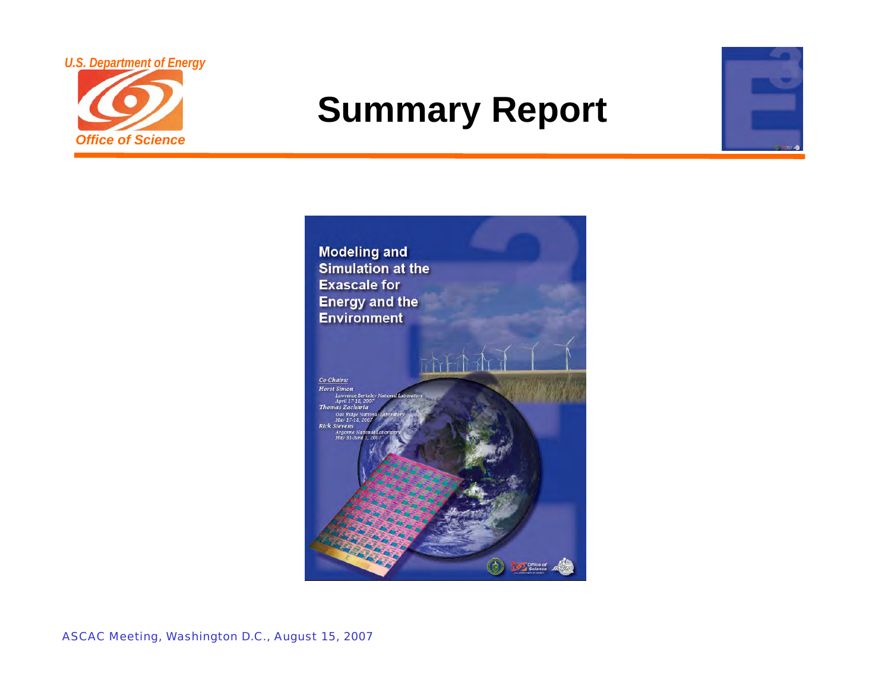U.S. Department of Energy

Office of Science

# Summary Report

Modeling and Simulation at the Exascale for Energy and the Environment

*Co-Chairs:*

*Horst Simon*

*Lawrence Berkeley National Laboratory*
*April 17-18, 2007*

*Thomas Zacharia*

*Oak Ridge National Laboratory*
*May 17-18, 2007*

*Rick Stevens*

*Argonne National Laboratory*
*May 31-June 1, 2007*

ASCAC Meeting, Washington D.C., August 15, 2007